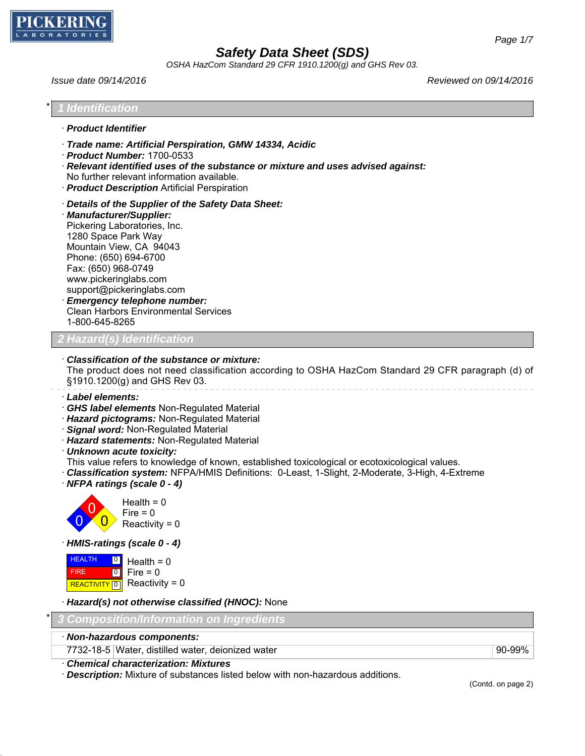PICKERING LABORATORIES

# Safety Data Sheet (SDS)

*OSHA HazCom Standard 29 CFR 1910.1200(g) and GHS Rev 03.*

*Issue date 09/14/2016* — *Reviewed on 09/14/2016*

## * 1 Identification

· **Product Identifier**

· **Trade name: Artificial Perspiration, GMW 14334, Acidic**
· **Product Number:** 1700-0533
· **Relevant identified uses of the substance or mixture and uses advised against:**
No further relevant information available.
· **Product Description** Artificial Perspiration

· **Details of the Supplier of the Safety Data Sheet:**
· **Manufacturer/Supplier:**
Pickering Laboratories, Inc.
1280 Space Park Way
Mountain View, CA 94043
Phone: (650) 694-6700
Fax: (650) 968-0749
www.pickeringlabs.com
support@pickeringlabs.com
· **Emergency telephone number:**
Clean Harbors Environmental Services
1-800-645-8265

## 2 Hazard(s) Identification

· **Classification of the substance or mixture:**
The product does not need classification according to OSHA HazCom Standard 29 CFR paragraph (d) of §1910.1200(g) and GHS Rev 03.

· **Label elements:**
· **GHS label elements** Non-Regulated Material
· **Hazard pictograms:** Non-Regulated Material
· **Signal word:** Non-Regulated Material
· **Hazard statements:** Non-Regulated Material
· **Unknown acute toxicity:**
This value refers to knowledge of known, established toxicological or ecotoxicological values.
· **Classification system:** NFPA/HMIS Definitions: 0-Least, 1-Slight, 2-Moderate, 3-High, 4-Extreme
· **NFPA ratings (scale 0 - 4)**

Health = 0
Fire = 0
Reactivity = 0

· **HMIS-ratings (scale 0 - 4)**

| | | |
|---|---|---|
| HEALTH | 0 | Health = 0 |
| FIRE | 0 | Fire = 0 |
| REACTIVITY | 0 | Reactivity = 0 |

· **Hazard(s) not otherwise classified (HNOC):** None

## * 3 Composition/Information on Ingredients

· **Non-hazardous components:**

| | | |
|---|---|---|
| 7732-18-5 | Water, distilled water, deionized water | 90-99% |

· **Chemical characterization: Mixtures**
· **Description:** Mixture of substances listed below with non-hazardous additions.

(Contd. on page 2)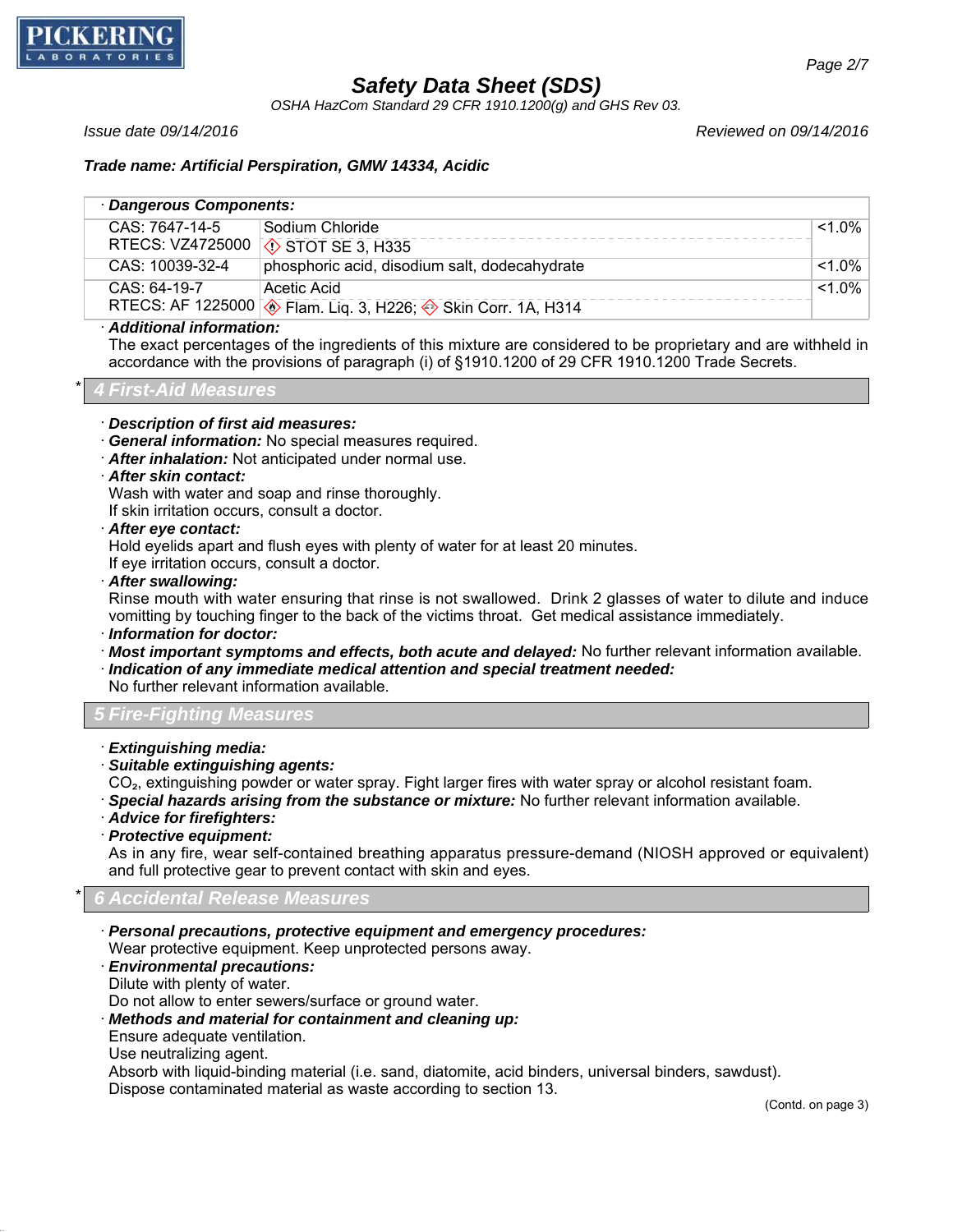**Trade name: Artificial Perspiration, GMW 14334, Acidic**

· **Dangerous Components:**

| | | |
|---|---|---|
| CAS: 7647-14-5<br>RTECS: VZ4725000 | Sodium Chloride<br>STOT SE 3, H335 | <1.0% |
| CAS: 10039-32-4 | phosphoric acid, disodium salt, dodecahydrate | <1.0% |
| CAS: 64-19-7<br>RTECS: AF 1225000 | Acetic Acid<br>Flam. Liq. 3, H226; Skin Corr. 1A, H314 | <1.0% |

· **Additional information:**
The exact percentages of the ingredients of this mixture are considered to be proprietary and are withheld in accordance with the provisions of paragraph (i) of §1910.1200 of 29 CFR 1910.1200 Trade Secrets.

## * 4 First-Aid Measures

· ***Description of first aid measures:***
· ***General information:*** No special measures required.
· ***After inhalation:*** Not anticipated under normal use.
· ***After skin contact:***
Wash with water and soap and rinse thoroughly.
If skin irritation occurs, consult a doctor.
· ***After eye contact:***
Hold eyelids apart and flush eyes with plenty of water for at least 20 minutes.
If eye irritation occurs, consult a doctor.
· ***After swallowing:***
Rinse mouth with water ensuring that rinse is not swallowed. Drink 2 glasses of water to dilute and induce vomitting by touching finger to the back of the victims throat. Get medical assistance immediately.
· ***Information for doctor:***
· ***Most important symptoms and effects, both acute and delayed:*** No further relevant information available.
· ***Indication of any immediate medical attention and special treatment needed:***
No further relevant information available.

## 5 Fire-Fighting Measures

· ***Extinguishing media:***
· ***Suitable extinguishing agents:***
$CO_2$, extinguishing powder or water spray. Fight larger fires with water spray or alcohol resistant foam.
· ***Special hazards arising from the substance or mixture:*** No further relevant information available.
· ***Advice for firefighters:***
· ***Protective equipment:***
As in any fire, wear self-contained breathing apparatus pressure-demand (NIOSH approved or equivalent) and full protective gear to prevent contact with skin and eyes.

## * 6 Accidental Release Measures

· ***Personal precautions, protective equipment and emergency procedures:***
Wear protective equipment. Keep unprotected persons away.
· ***Environmental precautions:***
Dilute with plenty of water.
Do not allow to enter sewers/surface or ground water.
· ***Methods and material for containment and cleaning up:***
Ensure adequate ventilation.
Use neutralizing agent.
Absorb with liquid-binding material (i.e. sand, diatomite, acid binders, universal binders, sawdust).
Dispose contaminated material as waste according to section 13.

(Contd. on page 3)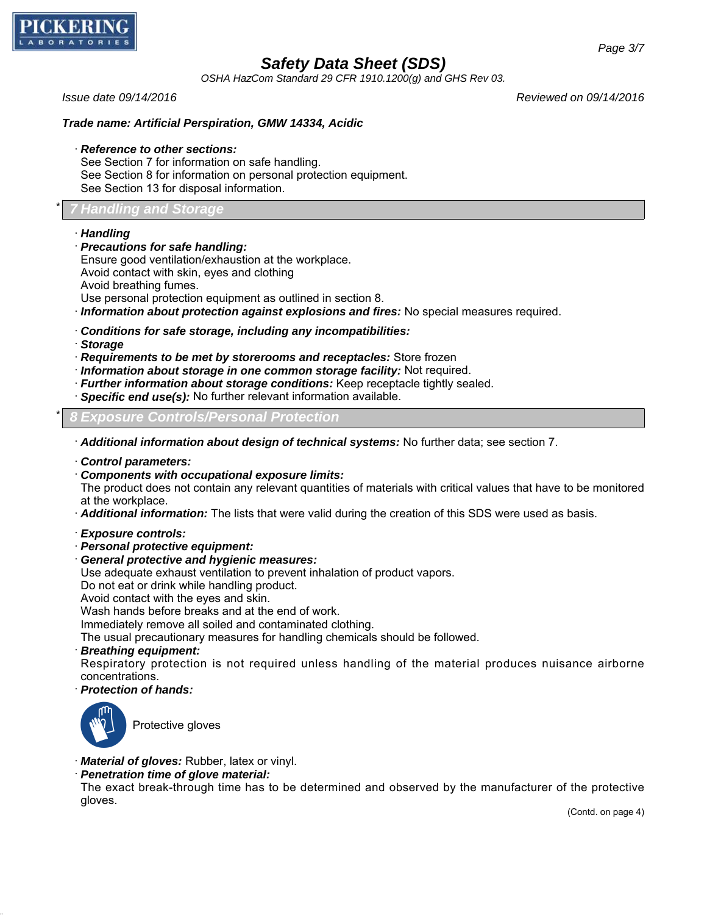**Trade name: Artificial Perspiration, GMW 14334, Acidic**

· ***Reference to other sections:***
See Section 7 for information on safe handling.
See Section 8 for information on personal protection equipment.
See Section 13 for disposal information.

## * 7 Handling and Storage

· ***Handling***
· ***Precautions for safe handling:***
Ensure good ventilation/exhaustion at the workplace.
Avoid contact with skin, eyes and clothing
Avoid breathing fumes.
Use personal protection equipment as outlined in section 8.
· ***Information about protection against explosions and fires:*** No special measures required.

· ***Conditions for safe storage, including any incompatibilities:***
· ***Storage***
· ***Requirements to be met by storerooms and receptacles:*** Store frozen
· ***Information about storage in one common storage facility:*** Not required.
· ***Further information about storage conditions:*** Keep receptacle tightly sealed.
· ***Specific end use(s):*** No further relevant information available.

## * 8 Exposure Controls/Personal Protection

· ***Additional information about design of technical systems:*** No further data; see section 7.

· ***Control parameters:***
· ***Components with occupational exposure limits:***
The product does not contain any relevant quantities of materials with critical values that have to be monitored at the workplace.
· ***Additional information:*** The lists that were valid during the creation of this SDS were used as basis.

· ***Exposure controls:***
· ***Personal protective equipment:***
· ***General protective and hygienic measures:***
Use adequate exhaust ventilation to prevent inhalation of product vapors.
Do not eat or drink while handling product.
Avoid contact with the eyes and skin.
Wash hands before breaks and at the end of work.
Immediately remove all soiled and contaminated clothing.
The usual precautionary measures for handling chemicals should be followed.
· ***Breathing equipment:***
Respiratory protection is not required unless handling of the material produces nuisance airborne concentrations.
· ***Protection of hands:***

Protective gloves

· ***Material of gloves:*** Rubber, latex or vinyl.
· ***Penetration time of glove material:***
The exact break-through time has to be determined and observed by the manufacturer of the protective gloves.

(Contd. on page 4)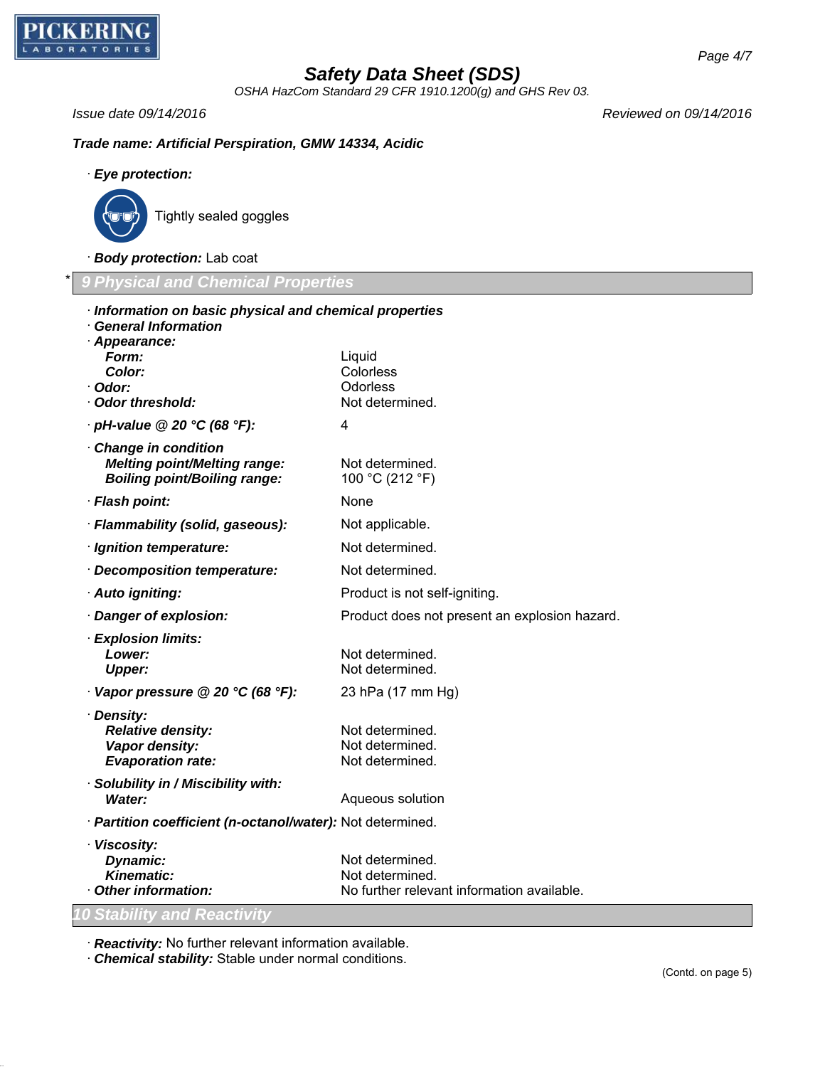Trade name: **Artificial Perspiration, GMW 14334, Acidic**

· **Eye protection:**

Tightly sealed goggles

· **Body protection:** Lab coat

## * 9 Physical and Chemical Properties

· **Information on basic physical and chemical properties**
· **General Information**
· **Appearance:**

| | |
|---|---|
| **Form:** | Liquid |
| **Color:** | Colorless |
| · **Odor:** | Odorless |
| · **Odor threshold:** | Not determined. |
| · **pH-value @ 20 °C (68 °F):** | 4 |
| · **Change in condition** | |
| **Melting point/Melting range:** | Not determined. |
| **Boiling point/Boiling range:** | 100 °C (212 °F) |
| · **Flash point:** | None |
| · **Flammability (solid, gaseous):** | Not applicable. |
| · **Ignition temperature:** | Not determined. |
| · **Decomposition temperature:** | Not determined. |
| · **Auto igniting:** | Product is not self-igniting. |
| · **Danger of explosion:** | Product does not present an explosion hazard. |
| · **Explosion limits:** | |
| **Lower:** | Not determined. |
| **Upper:** | Not determined. |
| · **Vapor pressure @ 20 °C (68 °F):** | 23 hPa (17 mm Hg) |
| · **Density:** | |
| **Relative density:** | Not determined. |
| **Vapor density:** | Not determined. |
| **Evaporation rate:** | Not determined. |
| · **Solubility in / Miscibility with:** | |
| **Water:** | Aqueous solution |
| · **Partition coefficient (n-octanol/water):** | Not determined. |
| · **Viscosity:** | |
| **Dynamic:** | Not determined. |
| **Kinematic:** | Not determined. |
| · **Other information:** | No further relevant information available. |

## 10 Stability and Reactivity

· **Reactivity:** No further relevant information available.
· **Chemical stability:** Stable under normal conditions.

(Contd. on page 5)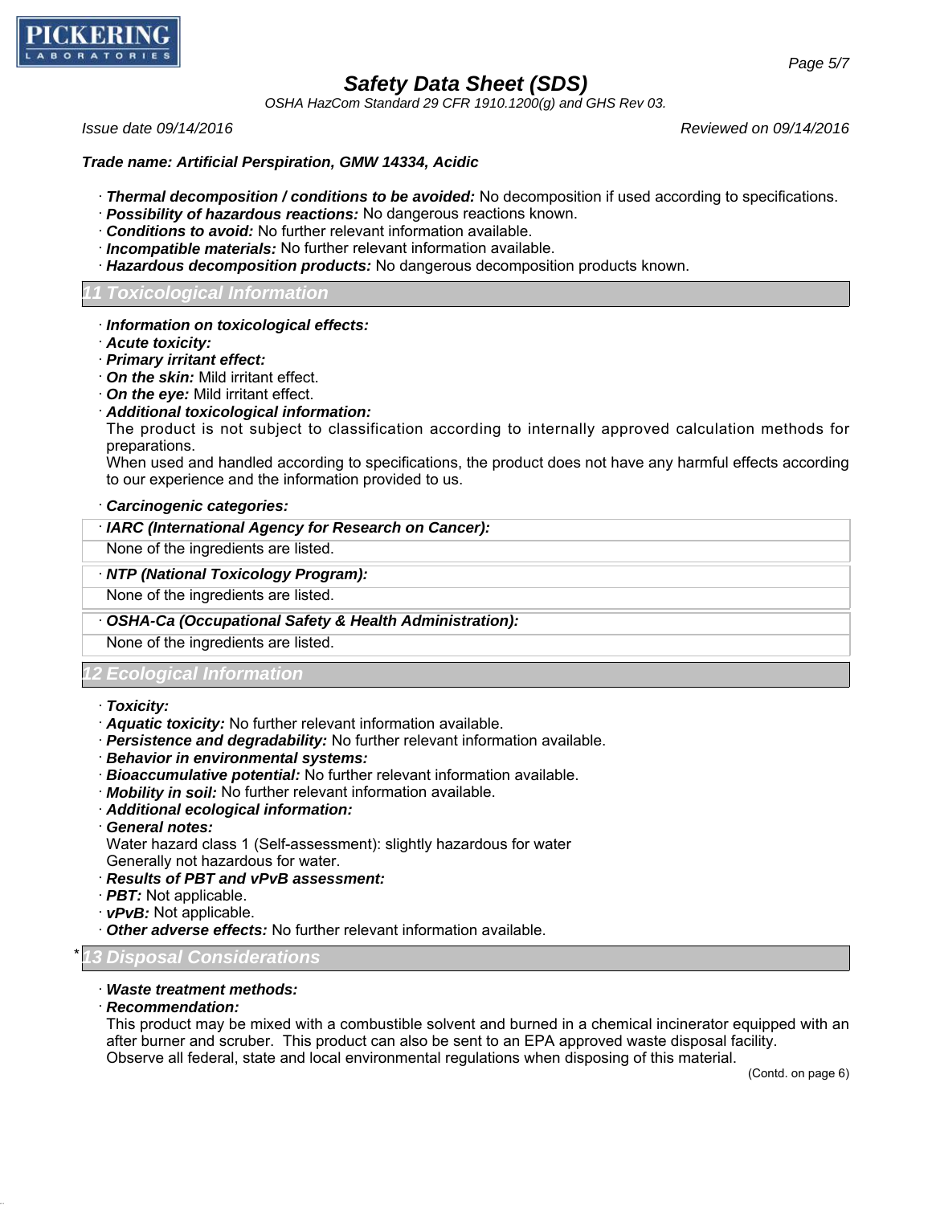**Trade name: Artificial Perspiration, GMW 14334, Acidic**

- ***Thermal decomposition / conditions to be avoided:*** No decomposition if used according to specifications.
- ***Possibility of hazardous reactions:*** No dangerous reactions known.
- ***Conditions to avoid:*** No further relevant information available.
- ***Incompatible materials:*** No further relevant information available.
- ***Hazardous decomposition products:*** No dangerous decomposition products known.

## 11 Toxicological Information

- ***Information on toxicological effects:***
- ***Acute toxicity:***
- ***Primary irritant effect:***
- ***On the skin:*** Mild irritant effect.
- ***On the eye:*** Mild irritant effect.
- ***Additional toxicological information:***
  The product is not subject to classification according to internally approved calculation methods for preparations.
  When used and handled according to specifications, the product does not have any harmful effects according to our experience and the information provided to us.

- ***Carcinogenic categories:***

| · ***IARC (International Agency for Research on Cancer):*** |
|---|
| None of the ingredients are listed. |

| · ***NTP (National Toxicology Program):*** |
|---|
| None of the ingredients are listed. |

| · ***OSHA-Ca (Occupational Safety & Health Administration):*** |
|---|
| None of the ingredients are listed. |

## 12 Ecological Information

- ***Toxicity:***
- ***Aquatic toxicity:*** No further relevant information available.
- ***Persistence and degradability:*** No further relevant information available.
- ***Behavior in environmental systems:***
- ***Bioaccumulative potential:*** No further relevant information available.
- ***Mobility in soil:*** No further relevant information available.
- ***Additional ecological information:***
- ***General notes:***
  Water hazard class 1 (Self-assessment): slightly hazardous for water
  Generally not hazardous for water.
- ***Results of PBT and vPvB assessment:***
- ***PBT:*** Not applicable.
- ***vPvB:*** Not applicable.
- ***Other adverse effects:*** No further relevant information available.

## * 13 Disposal Considerations

- ***Waste treatment methods:***
- ***Recommendation:***
  This product may be mixed with a combustible solvent and burned in a chemical incinerator equipped with an after burner and scruber. This product can also be sent to an EPA approved waste disposal facility.
  Observe all federal, state and local environmental regulations when disposing of this material.

(Contd. on page 6)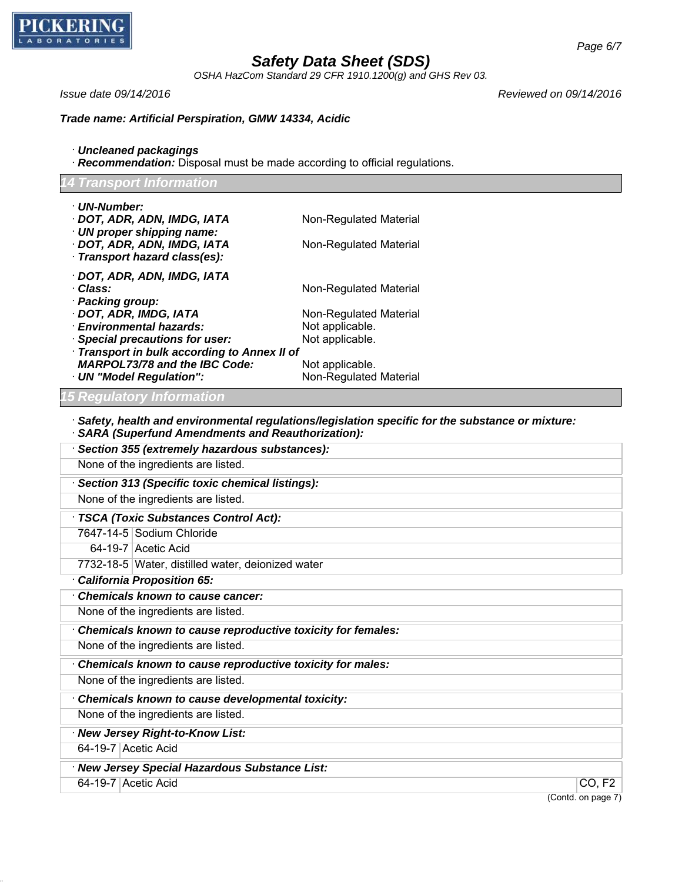**Trade name: Artificial Perspiration, GMW 14334, Acidic**

· **Uncleaned packagings**
· **Recommendation:** Disposal must be made according to official regulations.

## 14 Transport Information

· **UN-Number:**
· **DOT, ADR, ADN, IMDG, IATA** — Non-Regulated Material
· **UN proper shipping name:**
· **DOT, ADR, ADN, IMDG, IATA** — Non-Regulated Material
· **Transport hazard class(es):**

· **DOT, ADR, ADN, IMDG, IATA**
· **Class:** — Non-Regulated Material
· **Packing group:**
· **DOT, ADR, IMDG, IATA** — Non-Regulated Material
· **Environmental hazards:** — Not applicable.
· **Special precautions for user:** — Not applicable.
· **Transport in bulk according to Annex II of MARPOL73/78 and the IBC Code:** — Not applicable.
· **UN "Model Regulation":** — Non-Regulated Material

## 15 Regulatory Information

· **Safety, health and environmental regulations/legislation specific for the substance or mixture:**
· **SARA (Superfund Amendments and Reauthorization):**

· **Section 355 (extremely hazardous substances):**
None of the ingredients are listed.

· **Section 313 (Specific toxic chemical listings):**
None of the ingredients are listed.

· **TSCA (Toxic Substances Control Act):**

| | |
|---|---|
| 7647-14-5 | Sodium Chloride |
| 64-19-7 | Acetic Acid |
| 7732-18-5 | Water, distilled water, deionized water |

· **California Proposition 65:**

· **Chemicals known to cause cancer:**
None of the ingredients are listed.

· **Chemicals known to cause reproductive toxicity for females:**
None of the ingredients are listed.

· **Chemicals known to cause reproductive toxicity for males:**
None of the ingredients are listed.

· **Chemicals known to cause developmental toxicity:**
None of the ingredients are listed.

· **New Jersey Right-to-Know List:**

| | |
|---|---|
| 64-19-7 | Acetic Acid |

· **New Jersey Special Hazardous Substance List:**

| | | |
|---|---|---|
| 64-19-7 | Acetic Acid | CO, F2 |

(Contd. on page 7)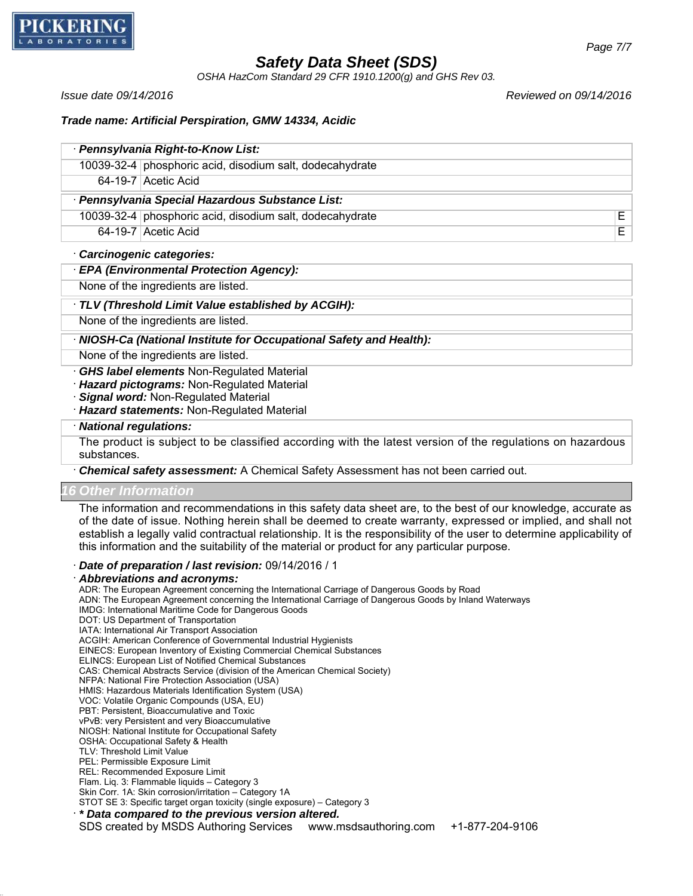## Safety Data Sheet (SDS)

*OSHA HazCom Standard 29 CFR 1910.1200(g) and GHS Rev 03.*

*Issue date 09/14/2016* *Reviewed on 09/14/2016*

***Trade name: Artificial Perspiration, GMW 14334, Acidic***

**· Pennsylvania Right-to-Know List:**

| | |
|---|---|
| 10039-32-4 | phosphoric acid, disodium salt, dodecahydrate |
| 64-19-7 | Acetic Acid |

**· Pennsylvania Special Hazardous Substance List:**

| | | |
|---|---|---|
| 10039-32-4 | phosphoric acid, disodium salt, dodecahydrate | E |
| 64-19-7 | Acetic Acid | E |

**· Carcinogenic categories:**

**· EPA (Environmental Protection Agency):**

None of the ingredients are listed.

**· TLV (Threshold Limit Value established by ACGIH):**

None of the ingredients are listed.

**· NIOSH-Ca (National Institute for Occupational Safety and Health):**

None of the ingredients are listed.

· **GHS label elements** Non-Regulated Material
· **Hazard pictograms:** Non-Regulated Material
· **Signal word:** Non-Regulated Material
· **Hazard statements:** Non-Regulated Material

**· National regulations:**

The product is subject to be classified according with the latest version of the regulations on hazardous substances.

· **Chemical safety assessment:** A Chemical Safety Assessment has not been carried out.

## 16 Other Information

The information and recommendations in this safety data sheet are, to the best of our knowledge, accurate as of the date of issue. Nothing herein shall be deemed to create warranty, expressed or implied, and shall not establish a legally valid contractual relationship. It is the responsibility of the user to determine applicability of this information and the suitability of the material or product for any particular purpose.

· **Date of preparation / last revision:** 09/14/2016 / 1

· **Abbreviations and acronyms:**

ADR: The European Agreement concerning the International Carriage of Dangerous Goods by Road
ADN: The European Agreement concerning the International Carriage of Dangerous Goods by Inland Waterways
IMDG: International Maritime Code for Dangerous Goods
DOT: US Department of Transportation
IATA: International Air Transport Association
ACGIH: American Conference of Governmental Industrial Hygienists
EINECS: European Inventory of Existing Commercial Chemical Substances
ELINCS: European List of Notified Chemical Substances
CAS: Chemical Abstracts Service (division of the American Chemical Society)
NFPA: National Fire Protection Association (USA)
HMIS: Hazardous Materials Identification System (USA)
VOC: Volatile Organic Compounds (USA, EU)
PBT: Persistent, Bioaccumulative and Toxic
vPvB: very Persistent and very Bioaccumulative
NIOSH: National Institute for Occupational Safety
OSHA: Occupational Safety & Health
TLV: Threshold Limit Value
PEL: Permissible Exposure Limit
REL: Recommended Exposure Limit
Flam. Liq. 3: Flammable liquids – Category 3
Skin Corr. 1A: Skin corrosion/irritation – Category 1A
STOT SE 3: Specific target organ toxicity (single exposure) – Category 3

· ***** Data compared to the previous version altered.**

SDS created by MSDS Authoring Services www.msdsauthoring.com +1-877-204-9106